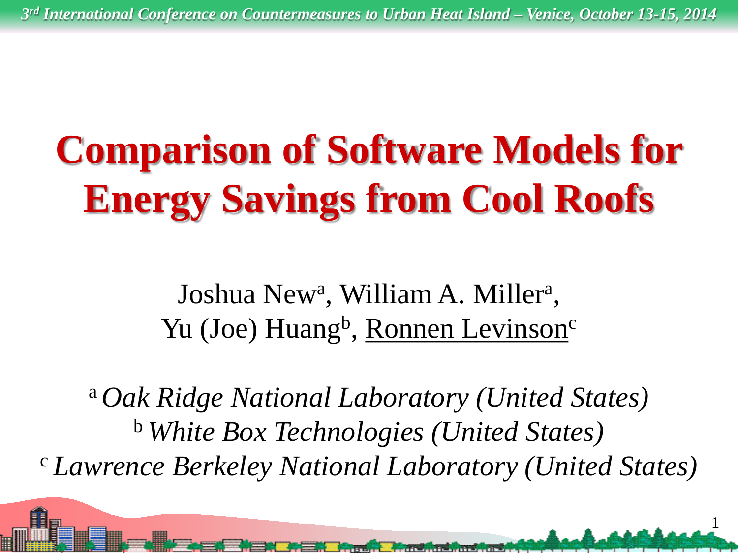# Comparison of Software Models for Energy Savings from Cool Roofs

Joshua New[a], William A. Miller[a], Yu (Joe) Huang[b], Ronnen Levinson[c]

[a] *Oak Ridge National Laboratory (United States)*
[b] *White Box Technologies (United States)*
[c] *Lawrence Berkeley National Laboratory (United States)*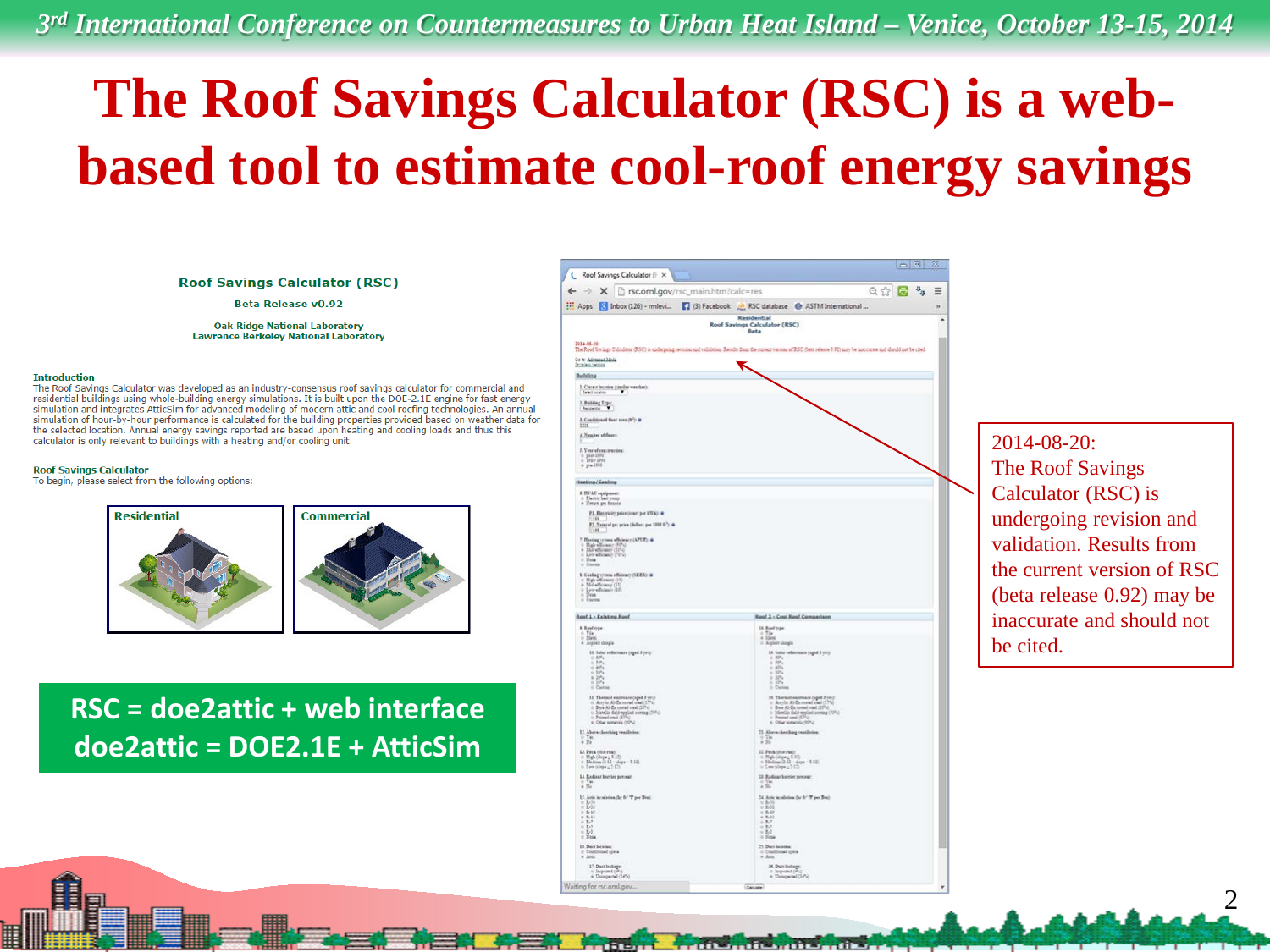# The Roof Savings Calculator (RSC) is a web-based tool to estimate cool-roof energy savings

**Roof Savings Calculator (RSC)**

**Beta Release v0.92**

**Oak Ridge National Laboratory**
**Lawrence Berkeley National Laboratory**

**Introduction**

The Roof Savings Calculator was developed as an industry-consensus roof savings calculator for commercial and residential buildings using whole-building energy simulations. It is built upon the DOE-2.1E engine for fast energy simulation and integrates AtticSim for advanced modeling of modern attic and cool roofing technologies. An annual simulation of hour-by-hour performance is calculated for the building properties provided based on weather data for the selected location. Annual energy savings reported are based upon heating and cooling loads and thus this calculator is only relevant to buildings with a heating and/or cooling unit.

**Roof Savings Calculator**

To begin, please select from the following options:

Residential | Commercial

**RSC = doe2attic + web interface**
**doe2attic = DOE2.1E + AtticSim**

2014-08-20: The Roof Savings Calculator (RSC) is undergoing revision and validation. Results from the current version of RSC (beta release 0.92) may be inaccurate and should not be cited.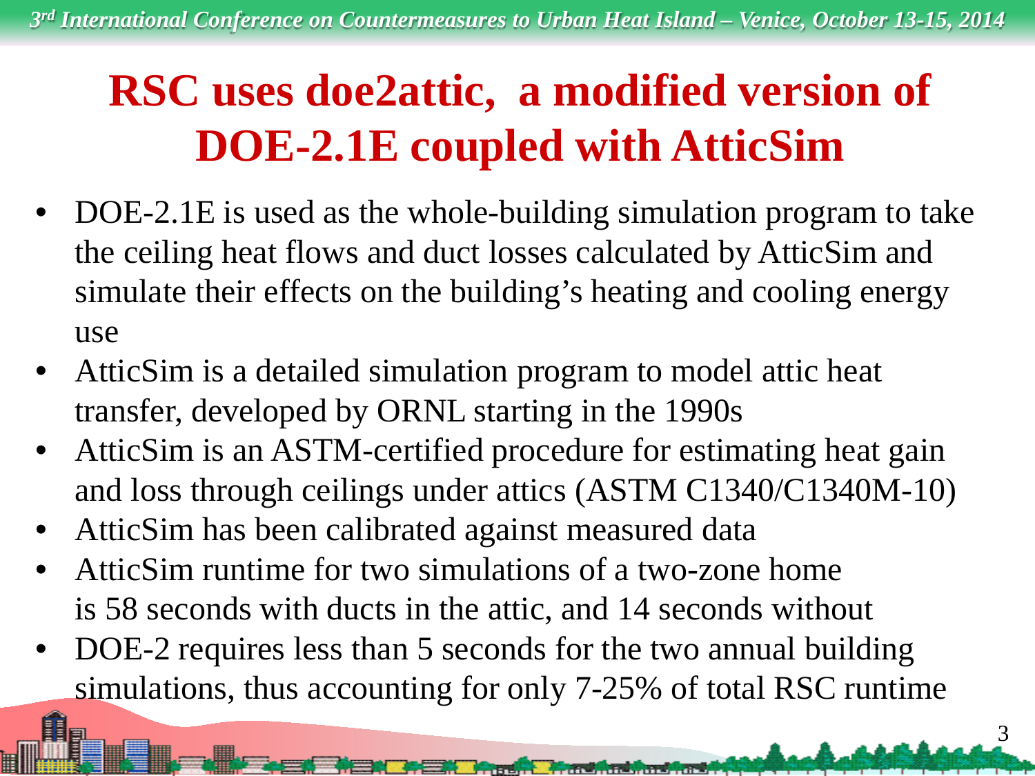# RSC uses doe2attic, a modified version of DOE-2.1E coupled with AtticSim

- DOE-2.1E is used as the whole-building simulation program to take the ceiling heat flows and duct losses calculated by AtticSim and simulate their effects on the building's heating and cooling energy use
- AtticSim is a detailed simulation program to model attic heat transfer, developed by ORNL starting in the 1990s
- AtticSim is an ASTM-certified procedure for estimating heat gain and loss through ceilings under attics (ASTM C1340/C1340M-10)
- AtticSim has been calibrated against measured data
- AtticSim runtime for two simulations of a two-zone home is 58 seconds with ducts in the attic, and 14 seconds without
- DOE-2 requires less than 5 seconds for the two annual building simulations, thus accounting for only 7-25% of total RSC runtime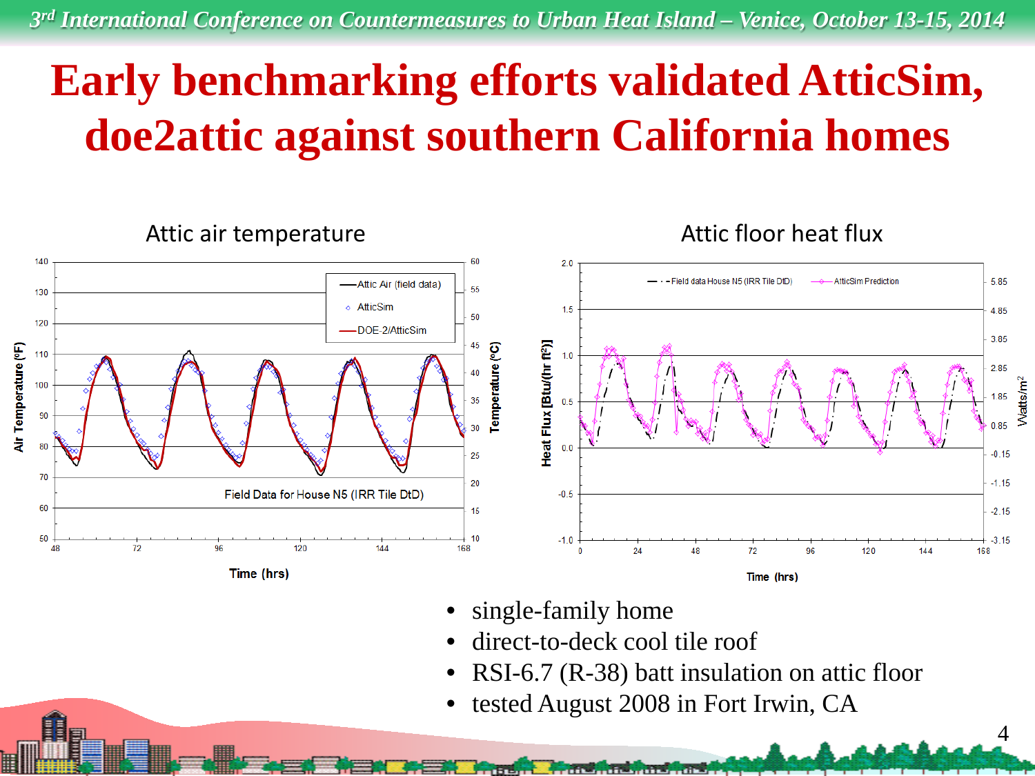# Early benchmarking efforts validated AtticSim, doe2attic against southern California homes

Attic air temperature

Attic floor heat flux

- single-family home
- direct-to-deck cool tile roof
- RSI-6.7 (R-38) batt insulation on attic floor
- tested August 2008 in Fort Irwin, CA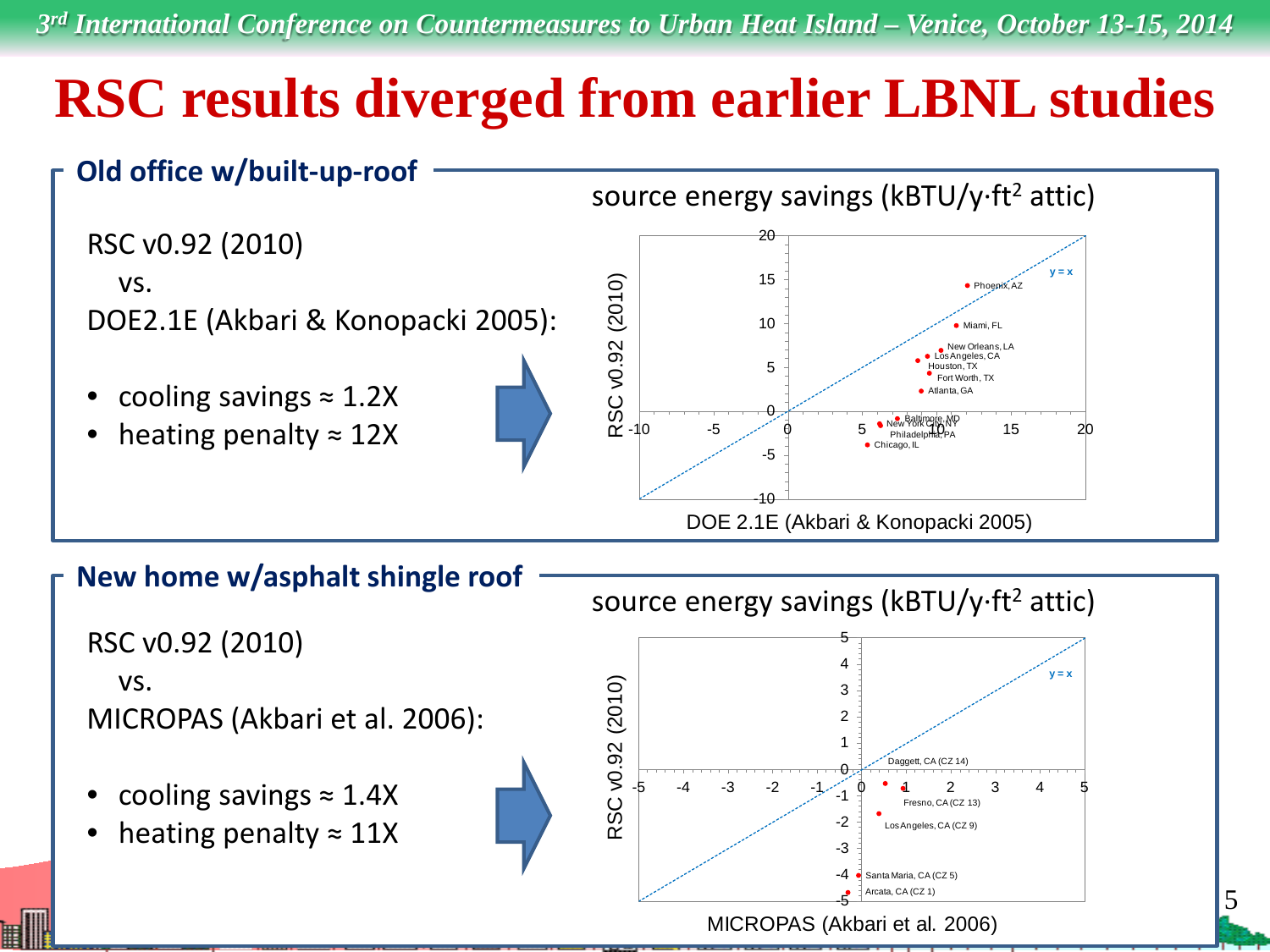# RSC results diverged from earlier LBNL studies

## Old office w/built-up-roof

RSC v0.92 (2010)
vs.
DOE2.1E (Akbari & Konopacki 2005):

- cooling savings ≈ 1.2X
- heating penalty ≈ 12X

source energy savings (kBTU/y·ft² attic)

## New home w/asphalt shingle roof

RSC v0.92 (2010)
vs.
MICROPAS (Akbari et al. 2006):

- cooling savings ≈ 1.4X
- heating penalty ≈ 11X

source energy savings (kBTU/y·ft² attic)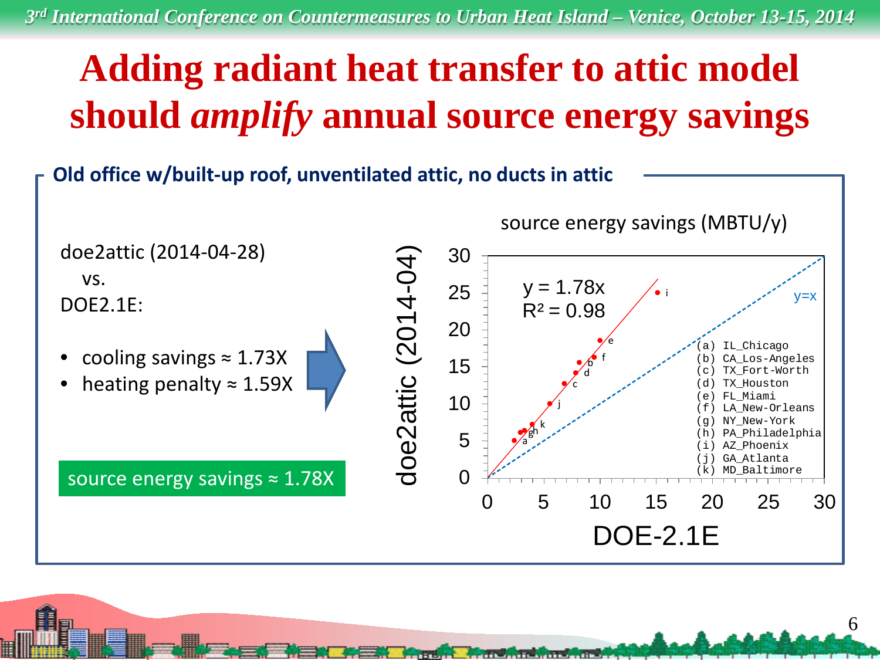# Adding radiant heat transfer to attic model should *amplify* annual source energy savings

**Old office w/built-up roof, unventilated attic, no ducts in attic**

doe2attic (2014-04-28)
vs.
DOE2.1E:

- cooling savings ≈ 1.73X
- heating penalty ≈ 1.59X

source energy savings ≈ 1.78X

source energy savings (MBTU/y)

$y = 1.78x$
$R^2 = 0.98$

y=x

(a) IL_Chicago
(b) CA_Los-Angeles
(c) TX_Fort-Worth
(d) TX_Houston
(e) FL_Miami
(f) LA_New-Orleans
(g) NY_New-York
(h) PA_Philadelphia
(i) AZ_Phoenix
(j) GA_Atlanta
(k) MD_Baltimore

Y-axis: doe2attic (2014-04)
X-axis: DOE-2.1E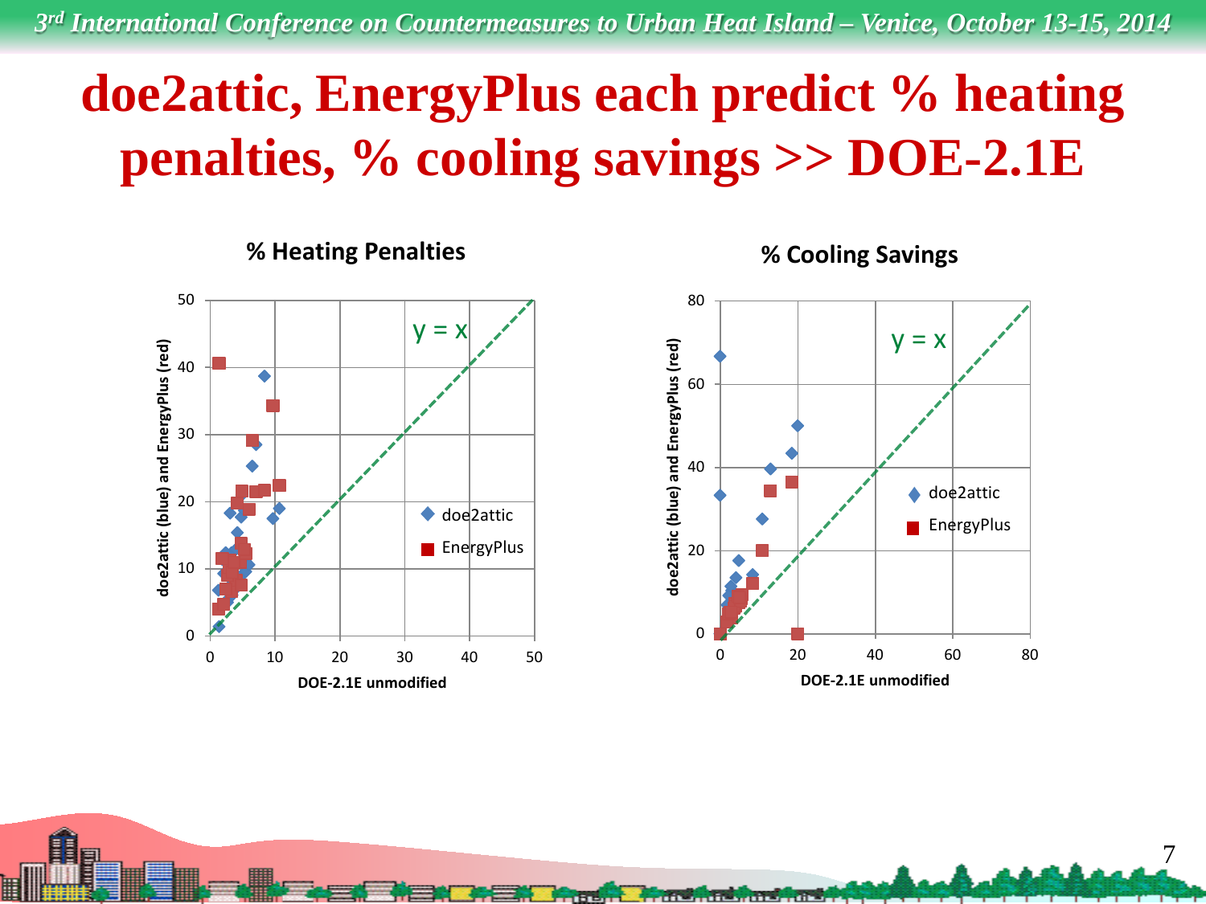# doe2attic, EnergyPlus each predict % heating penalties, % cooling savings >> DOE-2.1E

**% Heating Penalties**

y = x

doe2attic

EnergyPlus

doe2attic (blue) and EnergyPlus (red)

DOE-2.1E unmodified

**% Cooling Savings**

y = x

doe2attic

EnergyPlus

doe2attic (blue) and EnergyPlus (red)

DOE-2.1E unmodified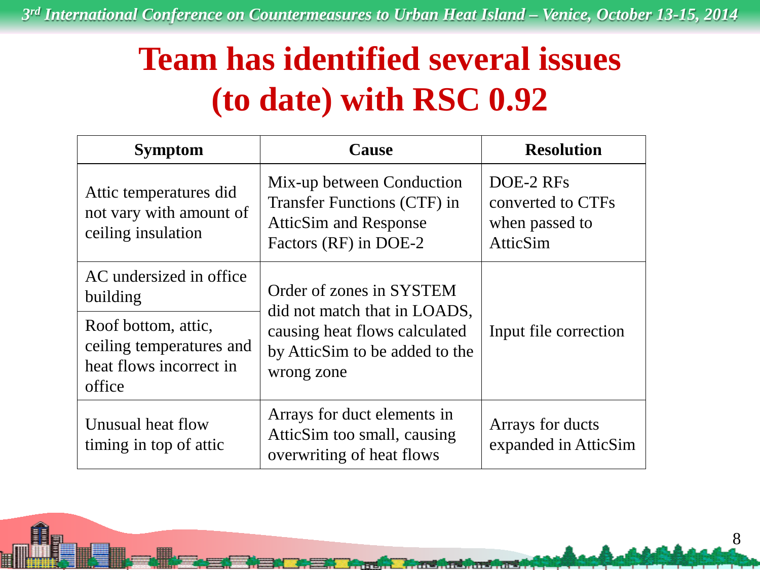# Team has identified several issues (to date) with RSC 0.92

| Symptom | Cause | Resolution |
|---|---|---|
| Attic temperatures did not vary with amount of ceiling insulation | Mix-up between Conduction Transfer Functions (CTF) in AtticSim and Response Factors (RF) in DOE-2 | DOE-2 RFs converted to CTFs when passed to AtticSim |
| AC undersized in office building | Order of zones in SYSTEM did not match that in LOADS, causing heat flows calculated by AtticSim to be added to the wrong zone | Input file correction |
| Roof bottom, attic, ceiling temperatures and heat flows incorrect in office | | |
| Unusual heat flow timing in top of attic | Arrays for duct elements in AtticSim too small, causing overwriting of heat flows | Arrays for ducts expanded in AtticSim |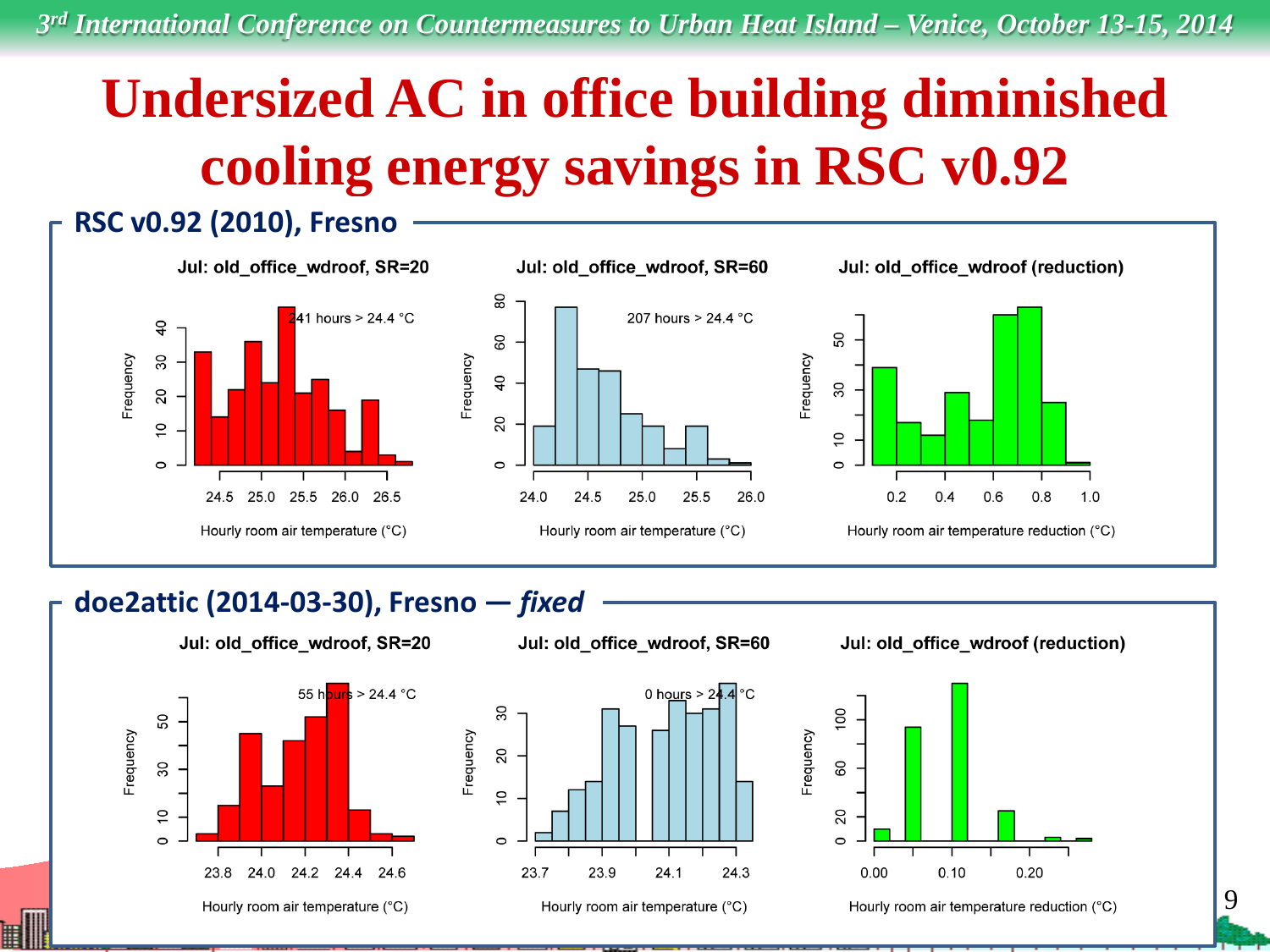# Undersized AC in office building diminished cooling energy savings in RSC v0.92

## RSC v0.92 (2010), Fresno

Jul: old_office_wdroof, SR=20

241 hours > 24.4 °C

Hourly room air temperature (°C)

Jul: old_office_wdroof, SR=60

207 hours > 24.4 °C

Hourly room air temperature (°C)

Jul: old_office_wdroof (reduction)

Hourly room air temperature reduction (°C)

## doe2attic (2014-03-30), Fresno — *fixed*

Jul: old_office_wdroof, SR=20

55 hours > 24.4 °C

Hourly room air temperature (°C)

Jul: old_office_wdroof, SR=60

0 hours > 24.4 °C

Hourly room air temperature (°C)

Jul: old_office_wdroof (reduction)

Hourly room air temperature reduction (°C)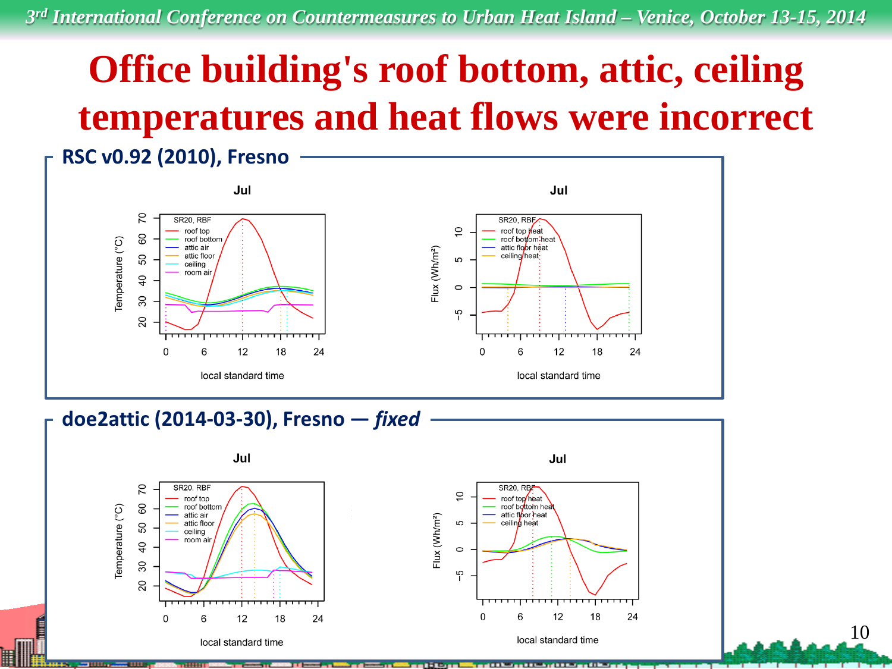# Office building's roof bottom, attic, ceiling temperatures and heat flows were incorrect

## RSC v0.92 (2010), Fresno

Jul

SR20, RBF: roof top, roof bottom, attic air, attic floor, ceiling, room air

Temperature (°C) vs. local standard time

Jul

SR20, RBF: roof top heat, roof bottom heat, attic floor heat, ceiling heat

Flux (Wh/m²) vs. local standard time

## doe2attic (2014-03-30), Fresno — *fixed*

Jul

SR20, RBF: roof top, roof bottom, attic air, attic floor, ceiling, room air

Temperature (°C) vs. local standard time

Jul

SR20, RBF: roof top heat, roof bottom heat, attic floor heat, ceiling heat

Flux (Wh/m²) vs. local standard time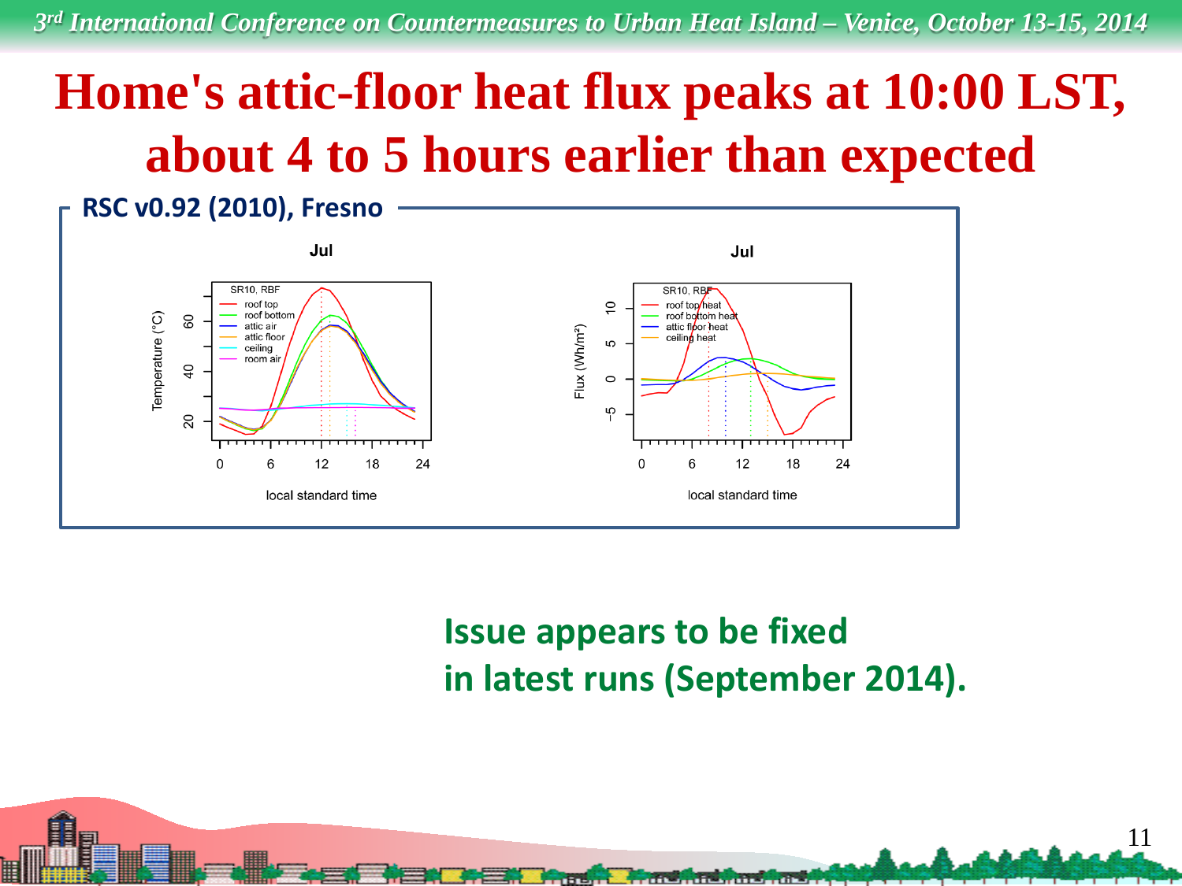# Home's attic-floor heat flux peaks at 10:00 LST, about 4 to 5 hours earlier than expected

**RSC v0.92 (2010), Fresno**

**Issue appears to be fixed in latest runs (September 2014).**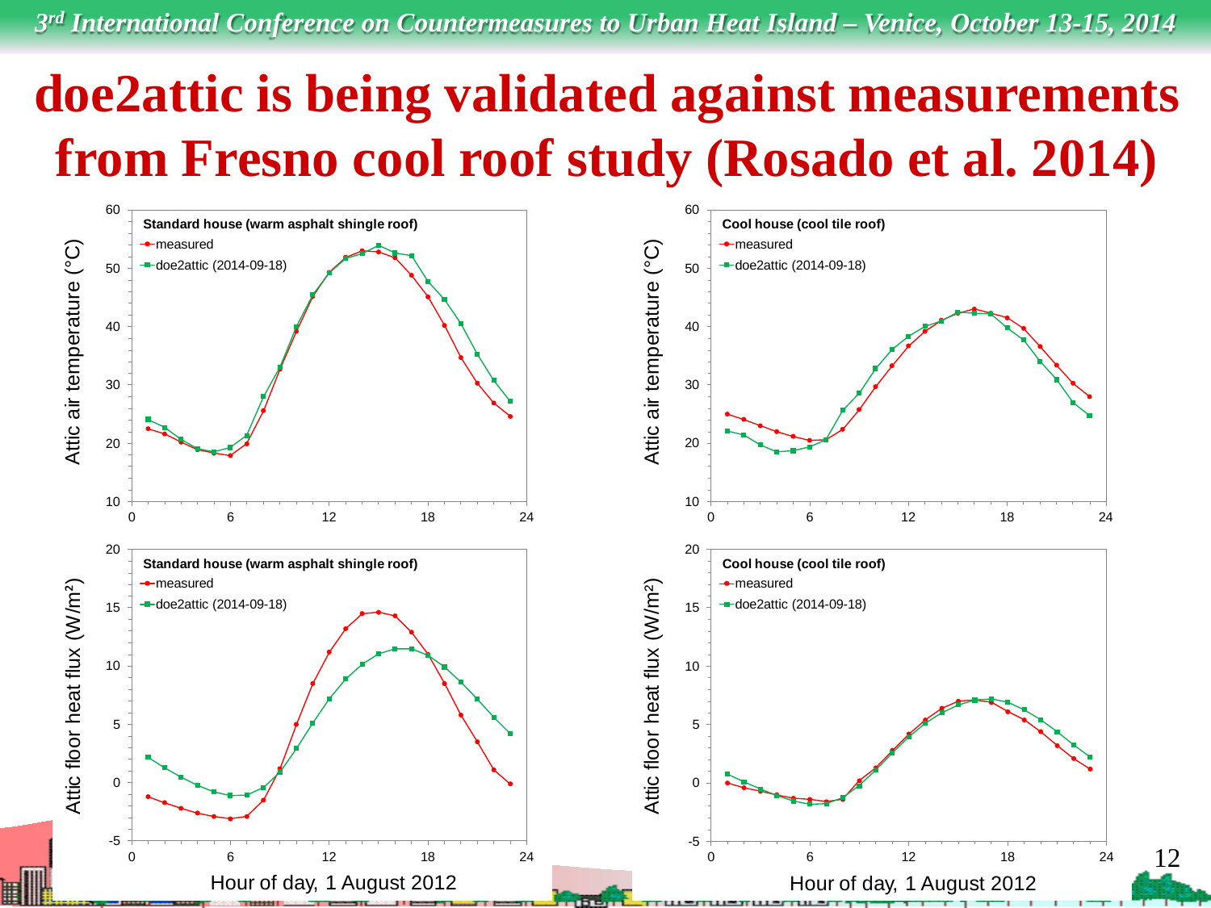# doe2attic is being validated against measurements from Fresno cool roof study (Rosado et al. 2014)

**Standard house (warm asphalt shingle roof)** — Attic air temperature (°C) vs. Hour of day, 1 August 2012
- measured
- doe2attic (2014-09-18)

**Cool house (cool tile roof)** — Attic air temperature (°C) vs. Hour of day, 1 August 2012
- measured
- doe2attic (2014-09-18)

**Standard house (warm asphalt shingle roof)** — Attic floor heat flux (W/m²) vs. Hour of day, 1 August 2012
- measured
- doe2attic (2014-09-18)

**Cool house (cool tile roof)** — Attic floor heat flux (W/m²) vs. Hour of day, 1 August 2012
- measured
- doe2attic (2014-09-18)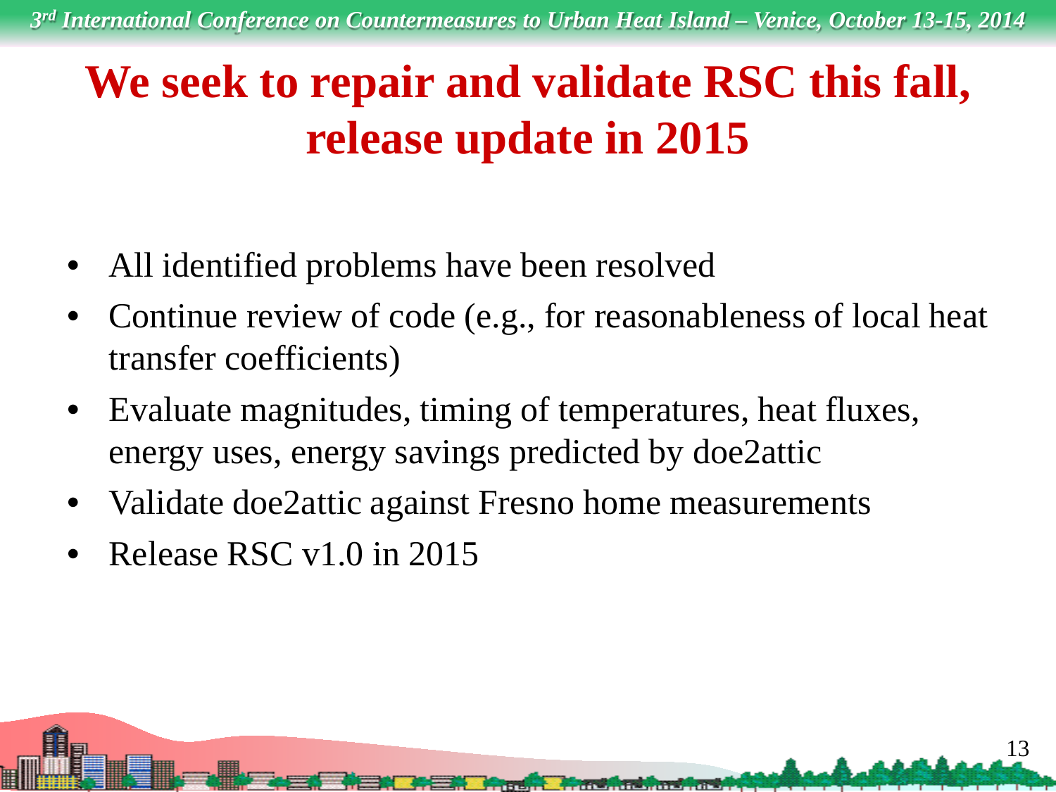# We seek to repair and validate RSC this fall, release update in 2015

- All identified problems have been resolved
- Continue review of code (e.g., for reasonableness of local heat transfer coefficients)
- Evaluate magnitudes, timing of temperatures, heat fluxes, energy uses, energy savings predicted by doe2attic
- Validate doe2attic against Fresno home measurements
- Release RSC v1.0 in 2015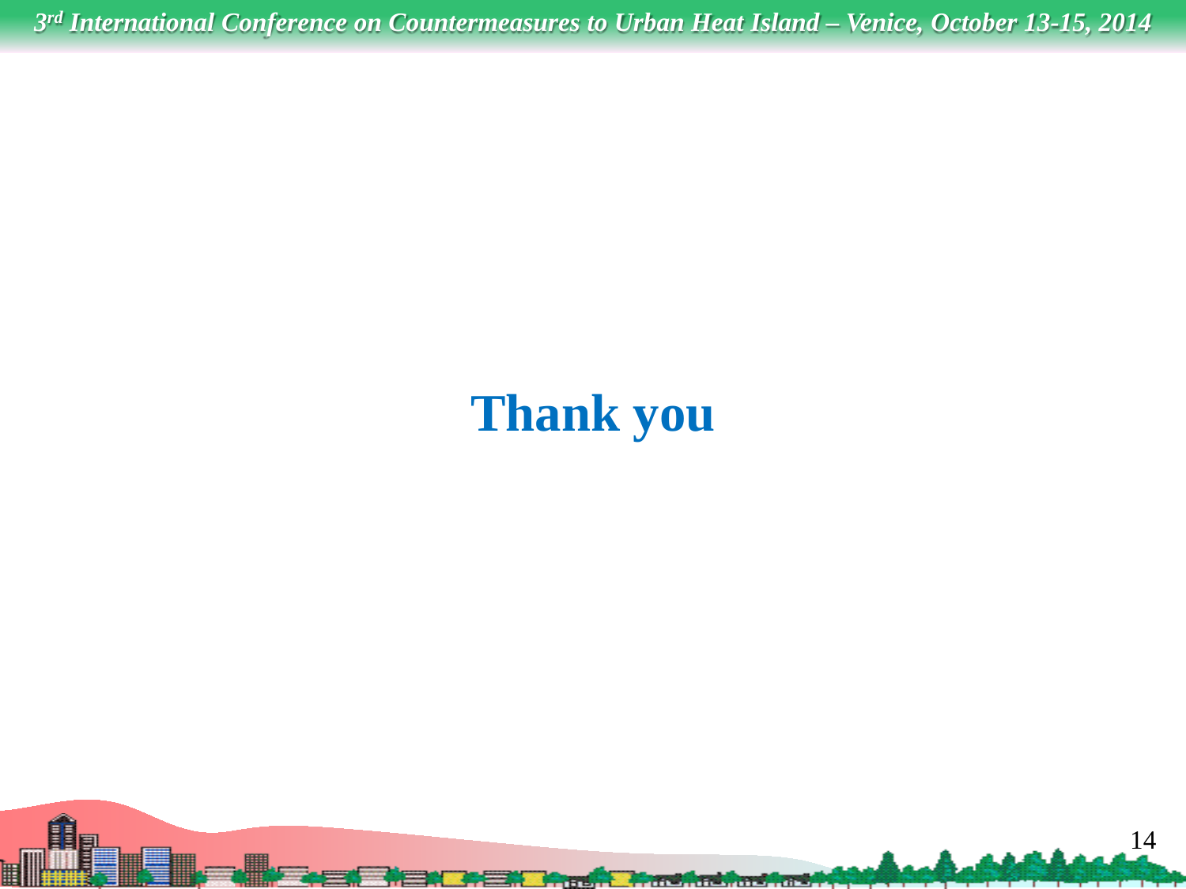# Thank you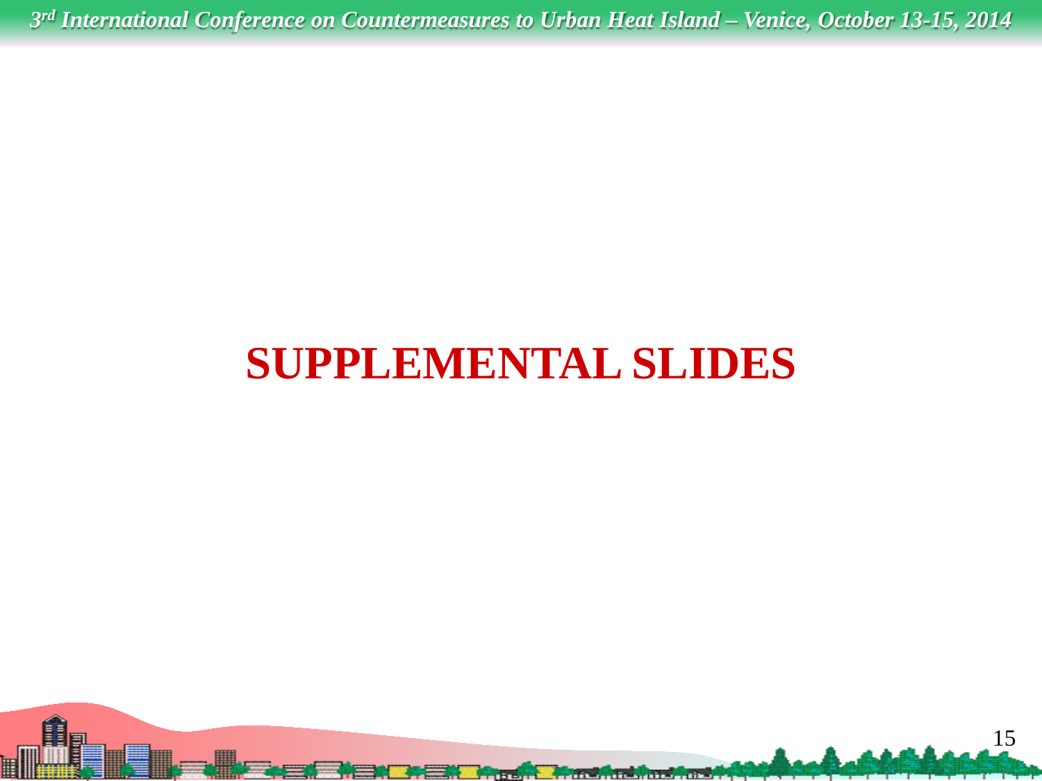# SUPPLEMENTAL SLIDES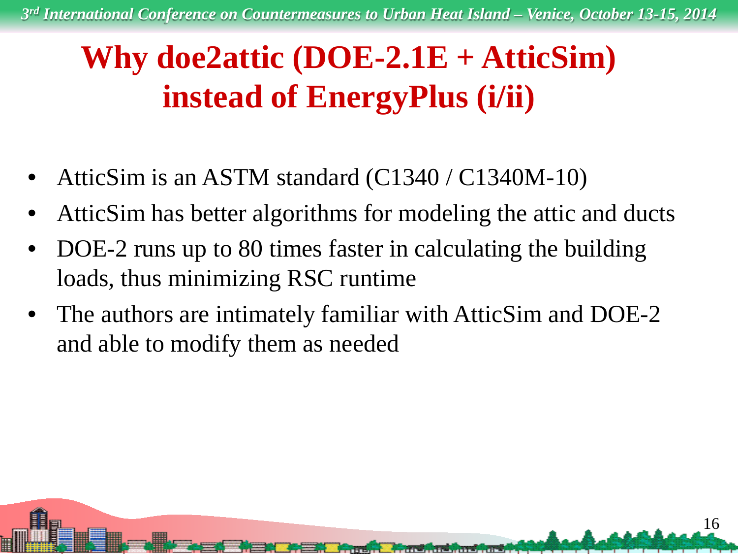# Why doe2attic (DOE-2.1E + AtticSim) instead of EnergyPlus (i/ii)

- AtticSim is an ASTM standard (C1340 / C1340M-10)
- AtticSim has better algorithms for modeling the attic and ducts
- DOE-2 runs up to 80 times faster in calculating the building loads, thus minimizing RSC runtime
- The authors are intimately familiar with AtticSim and DOE-2 and able to modify them as needed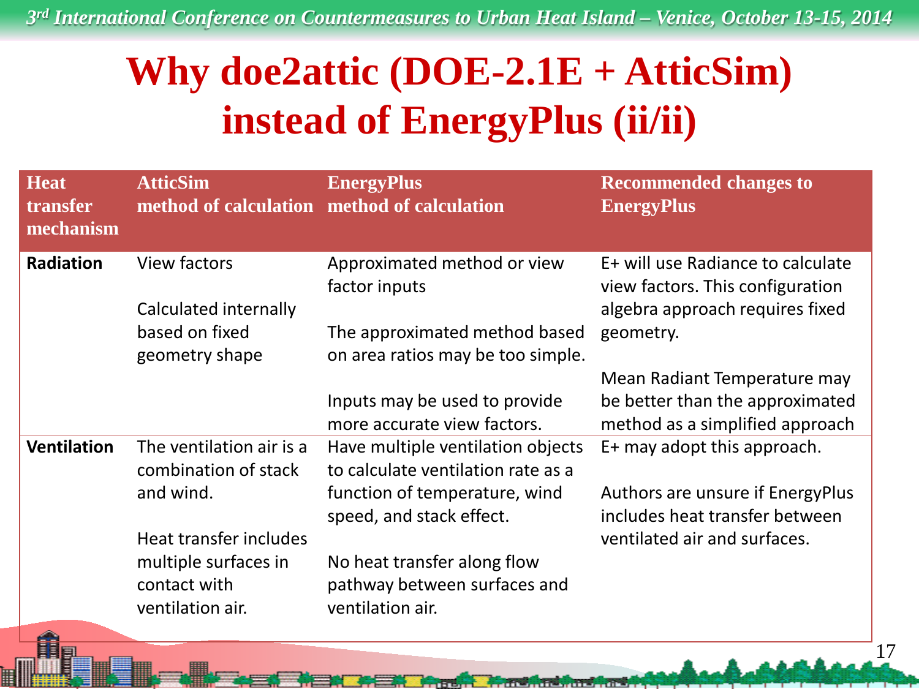# Why doe2attic (DOE-2.1E + AtticSim) instead of EnergyPlus (ii/ii)

| Heat transfer mechanism | AtticSim method of calculation | EnergyPlus method of calculation | Recommended changes to EnergyPlus |
|---|---|---|---|
| **Radiation** | View factors<br><br>Calculated internally based on fixed geometry shape | Approximated method or view factor inputs<br><br>The approximated method based on area ratios may be too simple.<br><br>Inputs may be used to provide more accurate view factors. | E+ will use Radiance to calculate view factors. This configuration algebra approach requires fixed geometry.<br><br>Mean Radiant Temperature may be better than the approximated method as a simplified approach |
| **Ventilation** | The ventilation air is a combination of stack and wind.<br><br>Heat transfer includes multiple surfaces in contact with ventilation air. | Have multiple ventilation objects to calculate ventilation rate as a function of temperature, wind speed, and stack effect.<br><br>No heat transfer along flow pathway between surfaces and ventilation air. | E+ may adopt this approach.<br><br>Authors are unsure if EnergyPlus includes heat transfer between ventilated air and surfaces. |